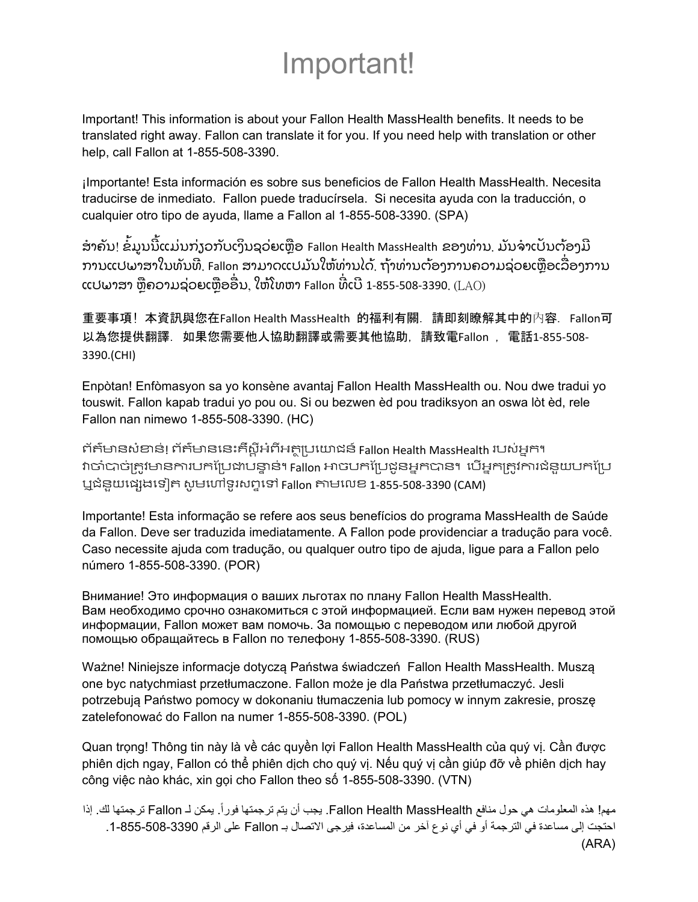# Important!

Important! This information is about your Fallon Health MassHealth benefits. It needs to be translated right away. Fallon can translate it for you. If you need help with translation or other help, call Fallon at 1-855-508-3390.

¡Importante! Esta información es sobre sus beneficios de Fallon Health MassHealth. Necesita traducirse de inmediato. Fallon puede traducírsela. Si necesita ayuda con la traducción, o cualquier otro tipo de ayuda, llame a Fallon al 1-855-508-3390. (SPA)

ສຳຄັນ! ຂໍ້ມູນນີ້ແມ່ນກ່ຽວກັບເງິນຊ່ວຍເຫຼືອ Fallon Health MassHealth ຂອງທ່ານ. ມັນຈຳເປັນຕ້ອງມີການແປພາສາໃນທັນທີ. Fallon ສາມາດແປມັນໃຫ້ທ່ານໄດ້. ຖ້າທ່ານຕ້ອງການຄວາມຊ່ວຍເຫຼືອເລື່ອງການແປພາສາ ຫຼືຄວາມຊ່ວຍເຫຼືອອື່ນ, ໃຫ້ໂທຫາ Fallon ທີ່ເບີ 1-855-508-3390. (LAO)

重要事項！本資訊與您在Fallon Health MassHealth 的福利有關. 請即刻瞭解其中的內容. Fallon可以為您提供翻譯. 如果您需要他人協助翻譯或需要其他協助，請致電Fallon，電話1-855-508-3390.(CHI)

Enpòtan! Enfòmasyon sa yo konsène avantaj Fallon Health MassHealth ou. Nou dwe tradui yo touswit. Fallon kapab tradui yo pou ou. Si ou bezwen èd pou tradiksyon an oswa lòt èd, rele Fallon nan nimewo 1-855-508-3390. (HC)

ព័ត៌មានសំខាន់! ព័ត៌មាននេះគឺស្តីអំពីអត្ថប្រយោជន៍ Fallon Health MassHealth របស់អ្នក។ វាចាំបាច់ត្រូវមានការបកប្រែជាបន្ទាន់។ Fallon អាចបកប្រែជូនអ្នកបាន។ បើអ្នកត្រូវការជំនួយបកប្រែ ឬជំនួយផ្សេងទៀត សូមហៅទូរសព្ទទៅ Fallon តាមលេខ 1-855-508-3390 (CAM)

Importante! Esta informação se refere aos seus benefícios do programa MassHealth de Saúde da Fallon. Deve ser traduzida imediatamente. A Fallon pode providenciar a tradução para você. Caso necessite ajuda com tradução, ou qualquer outro tipo de ajuda, ligue para a Fallon pelo número 1-855-508-3390. (POR)

Внимание! Это информация о ваших льготах по плану Fallon Health MassHealth. Вам необходимо срочно ознакомиться с этой информацией. Если вам нужен перевод этой информации, Fallon может вам помочь. За помощью с переводом или любой другой помощью обращайтесь в Fallon по телефону 1-855-508-3390. (RUS)

Ważne! Niniejsze informacje dotyczą Państwa świadczeń Fallon Health MassHealth. Muszą one byc natychmiast przetłumaczone. Fallon może je dla Państwa przetłumaczyć. Jesli potrzebują Państwo pomocy w dokonaniu tłumaczenia lub pomocy w innym zakresie, proszę zatelefonować do Fallon na numer 1-855-508-3390. (POL)

Quan trọng! Thông tin này là về các quyền lợi Fallon Health MassHealth của quý vị. Cần được phiên dịch ngay, Fallon có thể phiên dịch cho quý vị. Nếu quý vị cần giúp đỡ về phiên dịch hay công việc nào khác, xin gọi cho Fallon theo số 1-855-508-3390. (VTN)

مهم! هذه المعلومات هي حول منافع Fallon Health MassHealth. يجب أن يتم ترجمتها فوراً. يمكن لـ Fallon ترجمتها لك. إذا احتجت إلى مساعدة في الترجمة أو في أي نوع آخر من المساعدة، فيرجى الاتصال بـ Fallon على الرقم 1-855-508-3390. (ARA)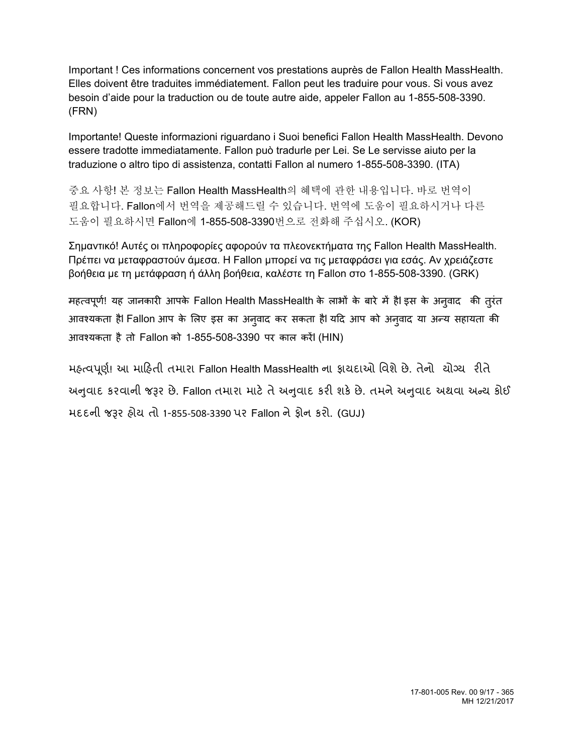Important ! Ces informations concernent vos prestations auprès de Fallon Health MassHealth. Elles doivent être traduites immédiatement. Fallon peut les traduire pour vous. Si vous avez besoin d'aide pour la traduction ou de toute autre aide, appeler Fallon au 1-855-508-3390. (FRN)

Importante! Queste informazioni riguardano i Suoi benefici Fallon Health MassHealth. Devono essere tradotte immediatamente. Fallon può tradurle per Lei. Se Le servisse aiuto per la traduzione o altro tipo di assistenza, contatti Fallon al numero 1-855-508-3390. (ITA)

중요 사항! 본 정보는 Fallon Health MassHealth의 혜택에 관한 내용입니다. 바로 번역이 필요합니다. Fallon에서 번역을 제공해드릴 수 있습니다. 번역에 도움이 필요하시거나 다른 도움이 필요하시면 Fallon에 1-855-508-3390번으로 전화해 주십시오. (KOR)

Σημαντικό! Αυτές οι πληροφορίες αφορούν τα πλεονεκτήματα της Fallon Health MassHealth. Πρέπει να μεταφραστούν άμεσα. Η Fallon μπορεί να τις μεταφράσει για εσάς. Αν χρειάζεστε βοήθεια με τη μετάφραση ή άλλη βοήθεια, καλέστε τη Fallon στο 1-855-508-3390. (GRK)

महत्वपूर्ण! यह जानकारी आपके Fallon Health MassHealth के लाभों के बारे में है। इस के अनुवाद की तुरंत आवश्यकता है। Fallon आप के लिए इस का अनुवाद कर सकता है। यदि आप को अनुवाद या अन्य सहायता की आवश्यकता है तो Fallon को 1-855-508-3390 पर काल करें। (HIN)

મહત્વપૂર્ણ! આ માહિતી તમારા Fallon Health MassHealth ના ફાયદાઓ વિશે છે. તેનો યોગ્ય રીતે અનુવાદ કરવાની જરૂર છે. Fallon તમારા માટે તે અનુવાદ કરી શકે છે. તમને અનુવાદ અથવા અન્ય કોઈ મદદની જરૂર હોય તો 1-855-508-3390 પર Fallon ને ફોન કરો. (GUJ)

17-801-005 Rev. 00 9/17 - 365
MH 12/21/2017